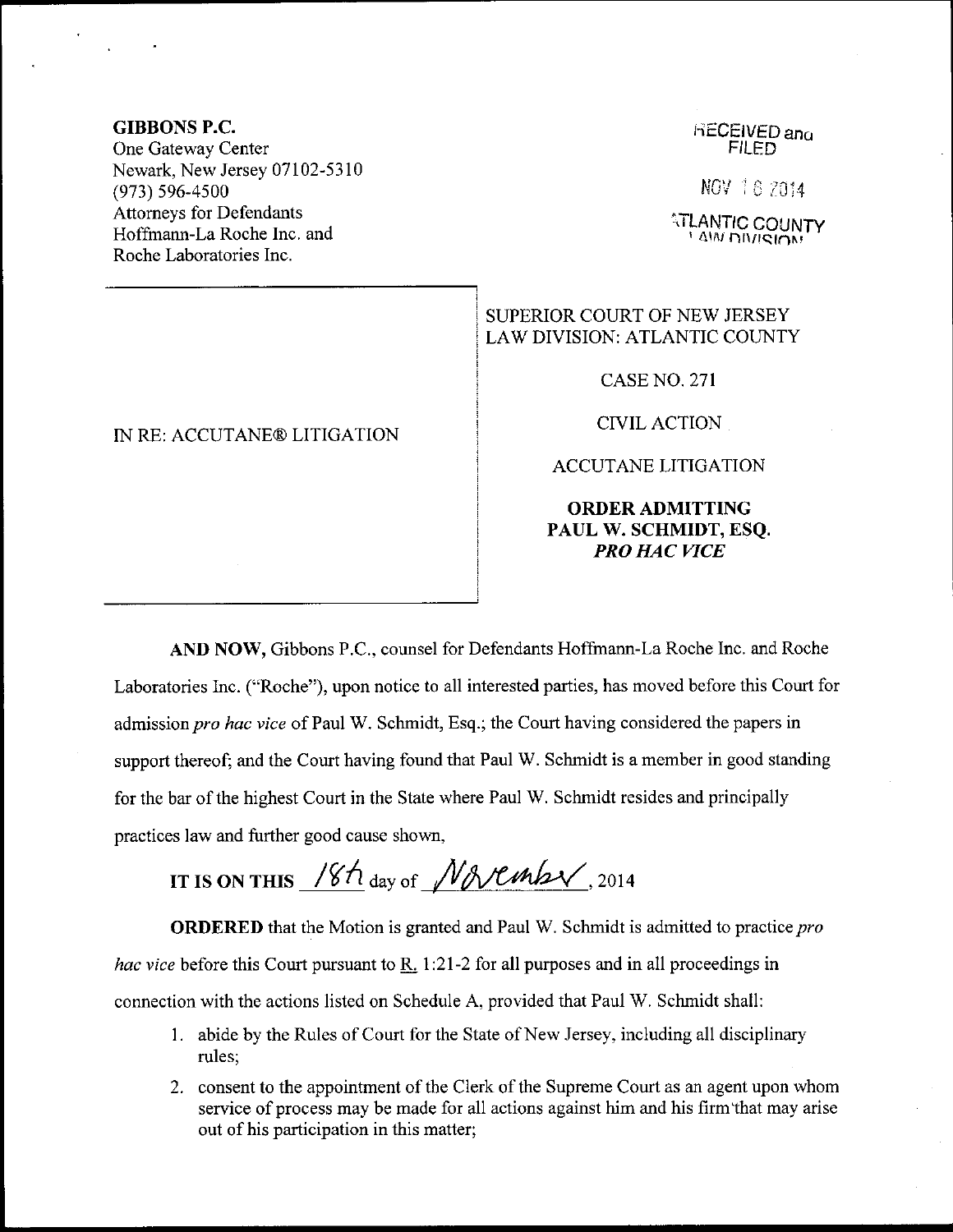**GIBBONS P.C.**
One Gateway Center
Newark, New Jersey 07102-5310
(973) 596-4500
Attorneys for Defendants
Hoffmann-La Roche Inc. and
Roche Laboratories Inc.

RECEIVED and FILED

NOV 18 2014

ATLANTIC COUNTY LAW DIVISION

IN RE: ACCUTANE® LITIGATION

SUPERIOR COURT OF NEW JERSEY
LAW DIVISION: ATLANTIC COUNTY

CASE NO. 271

CIVIL ACTION

ACCUTANE LITIGATION

**ORDER ADMITTING PAUL W. SCHMIDT, ESQ. *PRO HAC VICE***

**AND NOW,** Gibbons P.C., counsel for Defendants Hoffmann-La Roche Inc. and Roche Laboratories Inc. ("Roche"), upon notice to all interested parties, has moved before this Court for admission *pro hac vice* of Paul W. Schmidt, Esq.; the Court having considered the papers in support thereof; and the Court having found that Paul W. Schmidt is a member in good standing for the bar of the highest Court in the State where Paul W. Schmidt resides and principally practices law and further good cause shown,

**IT IS ON THIS** 18th day of November, 2014

**ORDERED** that the Motion is granted and Paul W. Schmidt is admitted to practice *pro hac vice* before this Court pursuant to R. 1:21-2 for all purposes and in all proceedings in connection with the actions listed on Schedule A, provided that Paul W. Schmidt shall:

1. abide by the Rules of Court for the State of New Jersey, including all disciplinary rules;
2. consent to the appointment of the Clerk of the Supreme Court as an agent upon whom service of process may be made for all actions against him and his firm that may arise out of his participation in this matter;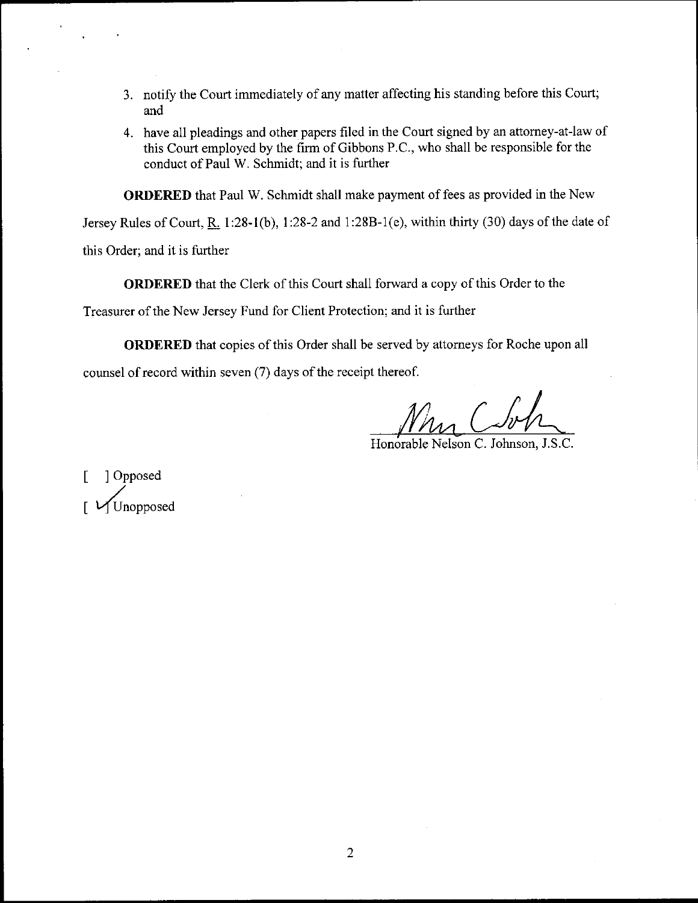3. notify the Court immediately of any matter affecting his standing before this Court; and

4. have all pleadings and other papers filed in the Court signed by an attorney-at-law of this Court employed by the firm of Gibbons P.C., who shall be responsible for the conduct of Paul W. Schmidt; and it is further

**ORDERED** that Paul W. Schmidt shall make payment of fees as provided in the New Jersey Rules of Court, R. 1:28-1(b), 1:28-2 and 1:28B-1(e), within thirty (30) days of the date of this Order; and it is further

**ORDERED** that the Clerk of this Court shall forward a copy of this Order to the Treasurer of the New Jersey Fund for Client Protection; and it is further

**ORDERED** that copies of this Order shall be served by attorneys for Roche upon all counsel of record within seven (7) days of the receipt thereof.

Honorable Nelson C. Johnson, J.S.C.

[ ] Opposed
[ ✓ ] Unopposed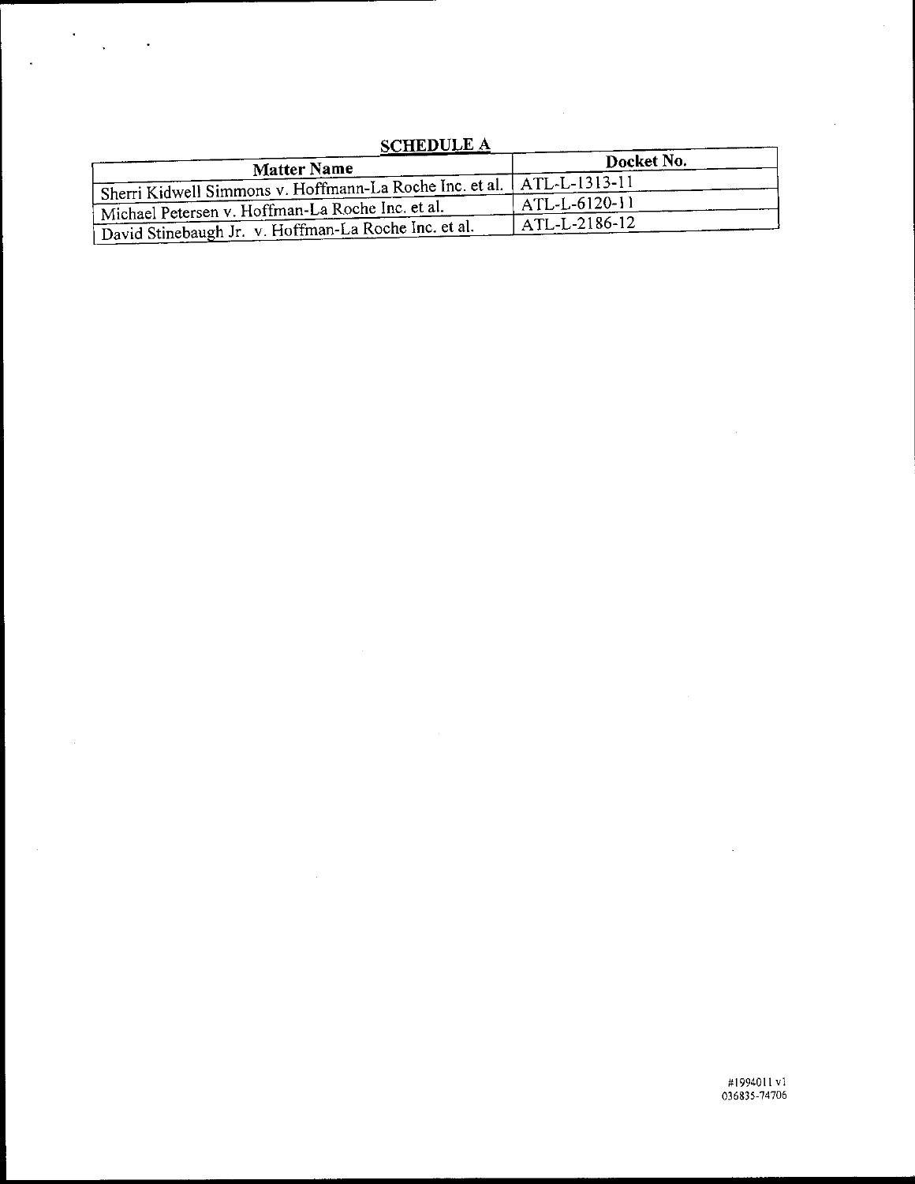## SCHEDULE A

| Matter Name | Docket No. |
| --- | --- |
| Sherri Kidwell Simmons v. Hoffmann-La Roche Inc. et al. | ATL-L-1313-11 |
| Michael Petersen v. Hoffman-La Roche Inc. et al. | ATL-L-6120-11 |
| David Stinebaugh Jr. v. Hoffman-La Roche Inc. et al. | ATL-L-2186-12 |

#1994011 v1
036835-74706